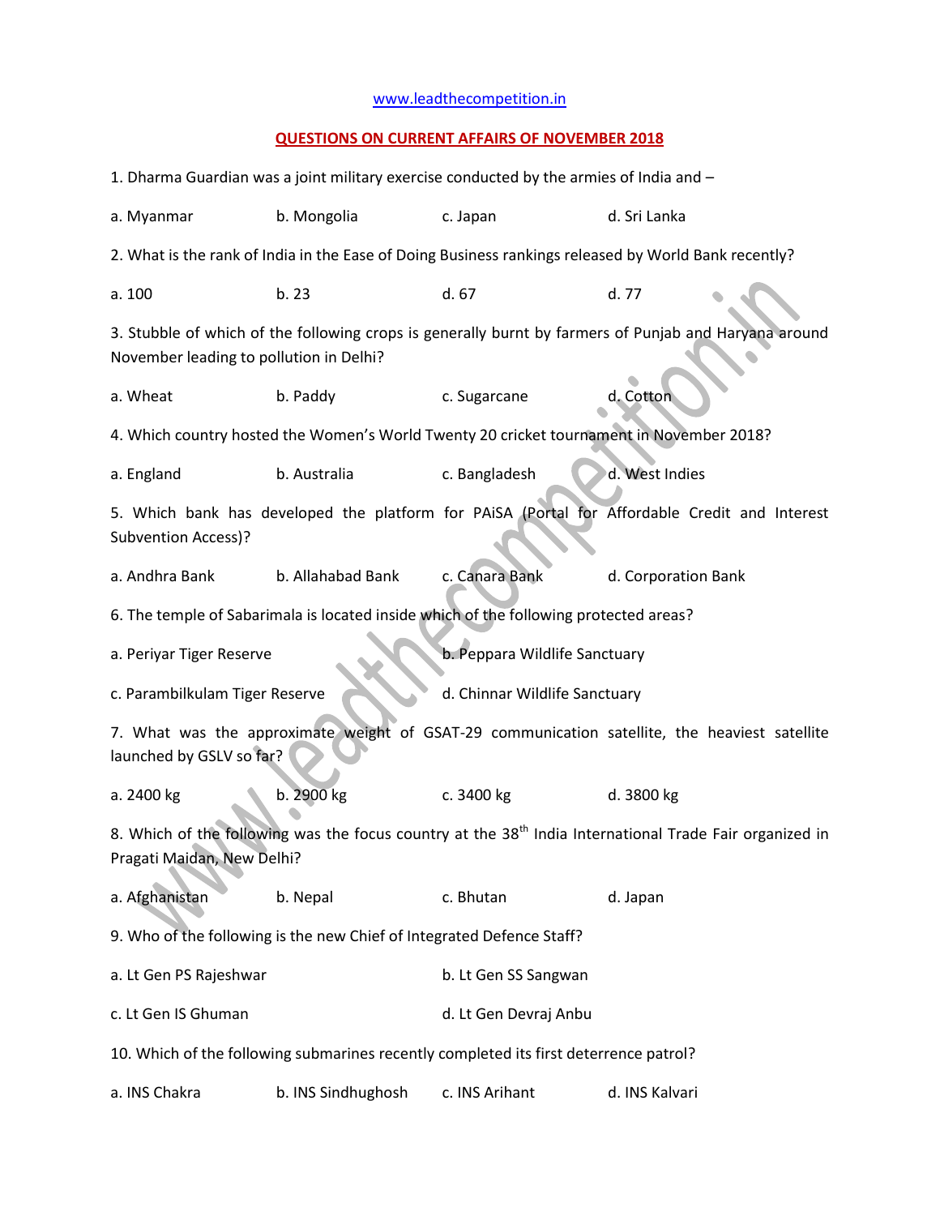www.leadthecompetition.in

## QUESTIONS ON CURRENT AFFAIRS OF NOVEMBER 2018

1. Dharma Guardian was a joint military exercise conducted by the armies of India and –

a. Myanmar b. Mongolia c. Japan d. Sri Lanka

2. What is the rank of India in the Ease of Doing Business rankings released by World Bank recently?

a. 100 b. 23 d. 67 d. 77

3. Stubble of which of the following crops is generally burnt by farmers of Punjab and Haryana around November leading to pollution in Delhi?

a. Wheat b. Paddy c. Sugarcane d. Cotton

4. Which country hosted the Women's World Twenty 20 cricket tournament in November 2018?

a. England b. Australia c. Bangladesh d. West Indies

5. Which bank has developed the platform for PAiSA (Portal for Affordable Credit and Interest Subvention Access)?

a. Andhra Bank b. Allahabad Bank c. Canara Bank d. Corporation Bank

6. The temple of Sabarimala is located inside which of the following protected areas?

a. Periyar Tiger Reserve b. Peppara Wildlife Sanctuary

c. Parambilkulam Tiger Reserve d. Chinnar Wildlife Sanctuary

7. What was the approximate weight of GSAT-29 communication satellite, the heaviest satellite launched by GSLV so far?

a. 2400 kg b. 2900 kg c. 3400 kg d. 3800 kg

8. Which of the following was the focus country at the 38th India International Trade Fair organized in Pragati Maidan, New Delhi?

a. Afghanistan b. Nepal c. Bhutan d. Japan

9. Who of the following is the new Chief of Integrated Defence Staff?

a. Lt Gen PS Rajeshwar b. Lt Gen SS Sangwan

c. Lt Gen IS Ghuman d. Lt Gen Devraj Anbu

10. Which of the following submarines recently completed its first deterrence patrol?

a. INS Chakra b. INS Sindhughosh c. INS Arihant d. INS Kalvari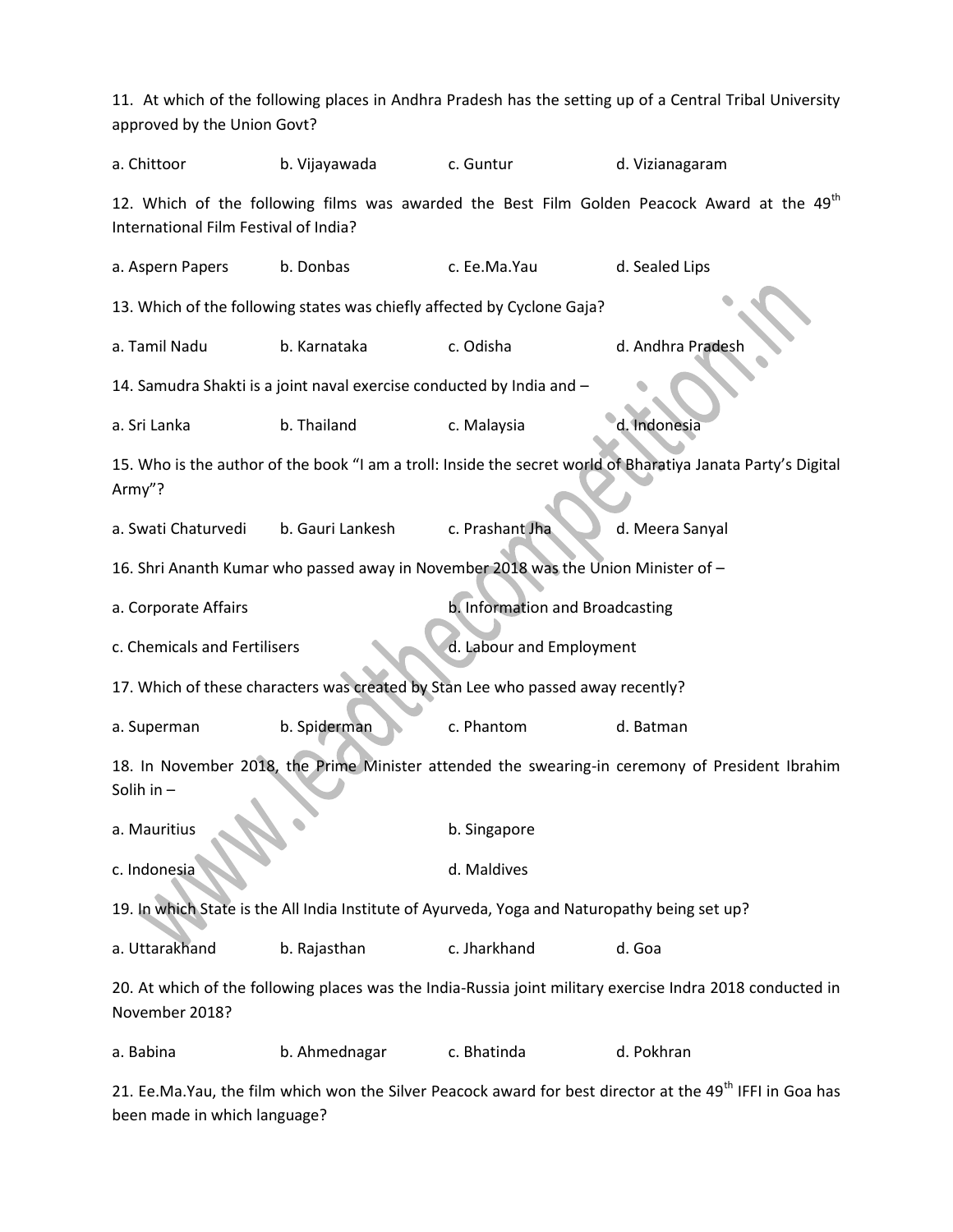11. At which of the following places in Andhra Pradesh has the setting up of a Central Tribal University approved by the Union Govt?

a. Chittoor b. Vijayawada c. Guntur d. Vizianagaram

12. Which of the following films was awarded the Best Film Golden Peacock Award at the 49th International Film Festival of India?

a. Aspern Papers b. Donbas c. Ee.Ma.Yau d. Sealed Lips

13. Which of the following states was chiefly affected by Cyclone Gaja?

a. Tamil Nadu b. Karnataka c. Odisha d. Andhra Pradesh

14. Samudra Shakti is a joint naval exercise conducted by India and –

a. Sri Lanka b. Thailand c. Malaysia d. Indonesia

15. Who is the author of the book "I am a troll: Inside the secret world of Bharatiya Janata Party's Digital Army"?

a. Swati Chaturvedi b. Gauri Lankesh c. Prashant Jha d. Meera Sanyal

16. Shri Ananth Kumar who passed away in November 2018 was the Union Minister of –

a. Corporate Affairs b. Information and Broadcasting

c. Chemicals and Fertilisers d. Labour and Employment

17. Which of these characters was created by Stan Lee who passed away recently?

a. Superman b. Spiderman c. Phantom d. Batman

18. In November 2018, the Prime Minister attended the swearing-in ceremony of President Ibrahim Solih in –

a. Mauritius b. Singapore

c. Indonesia d. Maldives

19. In which State is the All India Institute of Ayurveda, Yoga and Naturopathy being set up?

a. Uttarakhand b. Rajasthan c. Jharkhand d. Goa

20. At which of the following places was the India-Russia joint military exercise Indra 2018 conducted in November 2018?

a. Babina b. Ahmednagar c. Bhatinda d. Pokhran

21. Ee.Ma.Yau, the film which won the Silver Peacock award for best director at the 49th IFFI in Goa has been made in which language?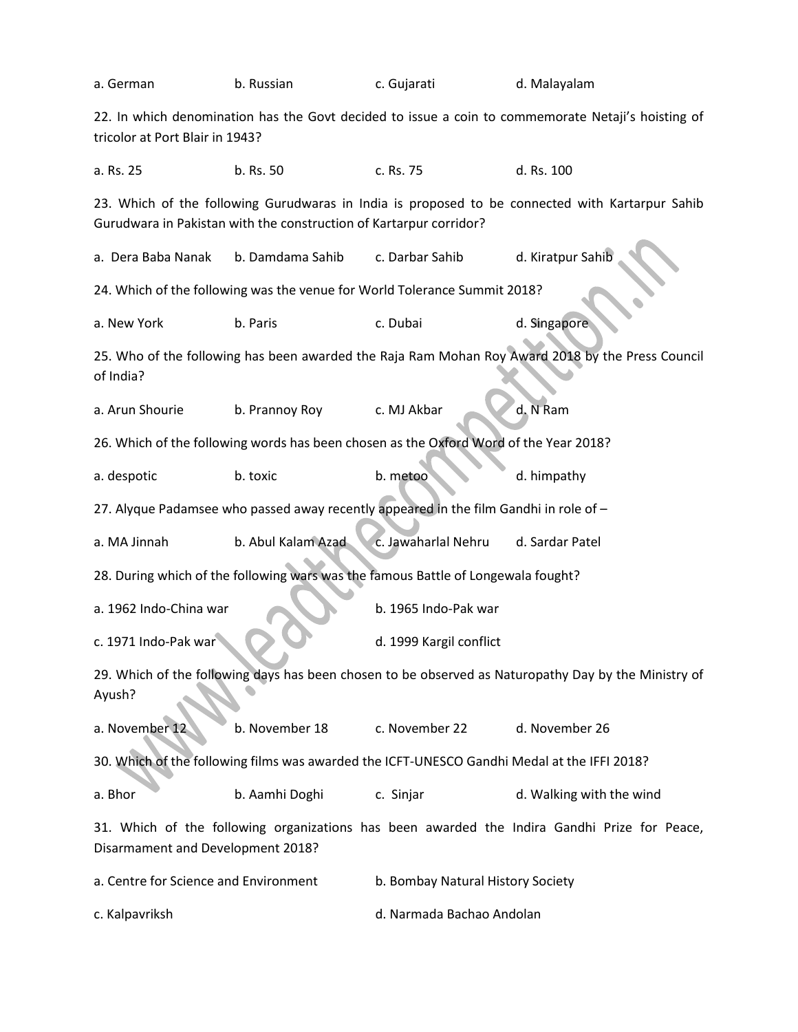a. German b. Russian c. Gujarati d. Malayalam

22. In which denomination has the Govt decided to issue a coin to commemorate Netaji's hoisting of tricolor at Port Blair in 1943?

a. Rs. 25 b. Rs. 50 c. Rs. 75 d. Rs. 100

23. Which of the following Gurudwaras in India is proposed to be connected with Kartarpur Sahib Gurudwara in Pakistan with the construction of Kartarpur corridor?

a. Dera Baba Nanak b. Damdama Sahib c. Darbar Sahib d. Kiratpur Sahib

24. Which of the following was the venue for World Tolerance Summit 2018?

a. New York b. Paris c. Dubai d. Singapore

25. Who of the following has been awarded the Raja Ram Mohan Roy Award 2018 by the Press Council of India?

a. Arun Shourie b. Prannoy Roy c. MJ Akbar d. N Ram

26. Which of the following words has been chosen as the Oxford Word of the Year 2018?

a. despotic b. toxic b. metoo d. himpathy

27. Alyque Padamsee who passed away recently appeared in the film Gandhi in role of –

a. MA Jinnah b. Abul Kalam Azad c. Jawaharlal Nehru d. Sardar Patel

28. During which of the following wars was the famous Battle of Longewala fought?

a. 1962 Indo-China war b. 1965 Indo-Pak war

c. 1971 Indo-Pak war d. 1999 Kargil conflict

29. Which of the following days has been chosen to be observed as Naturopathy Day by the Ministry of Ayush?

a. November 12 b. November 18 c. November 22 d. November 26

30. Which of the following films was awarded the ICFT-UNESCO Gandhi Medal at the IFFI 2018?

a. Bhor b. Aamhi Doghi c. Sinjar d. Walking with the wind

31. Which of the following organizations has been awarded the Indira Gandhi Prize for Peace, Disarmament and Development 2018?

a. Centre for Science and Environment b. Bombay Natural History Society

c. Kalpavriksh d. Narmada Bachao Andolan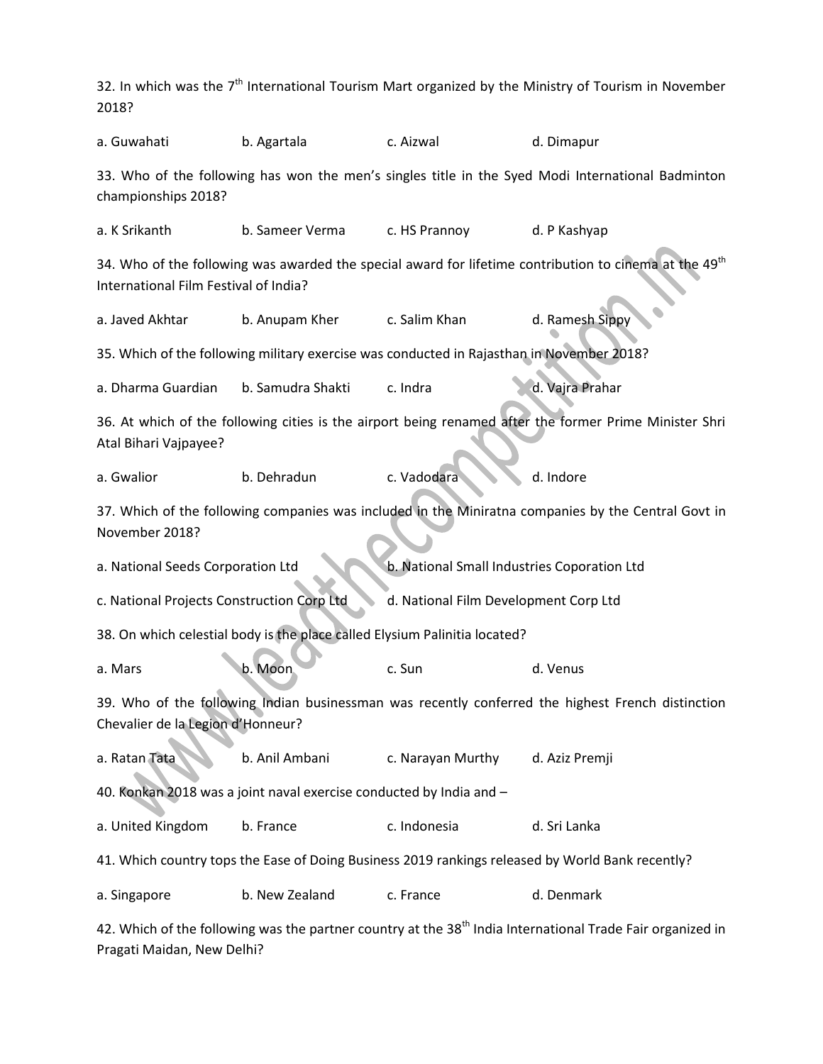32. In which was the 7th International Tourism Mart organized by the Ministry of Tourism in November 2018?

a. Guwahati b. Agartala c. Aizwal d. Dimapur

33. Who of the following has won the men's singles title in the Syed Modi International Badminton championships 2018?

a. K Srikanth b. Sameer Verma c. HS Prannoy d. P Kashyap

34. Who of the following was awarded the special award for lifetime contribution to cinema at the 49th International Film Festival of India?

a. Javed Akhtar b. Anupam Kher c. Salim Khan d. Ramesh Sippy

35. Which of the following military exercise was conducted in Rajasthan in November 2018?

a. Dharma Guardian b. Samudra Shakti c. Indra d. Vajra Prahar

36. At which of the following cities is the airport being renamed after the former Prime Minister Shri Atal Bihari Vajpayee?

a. Gwalior b. Dehradun c. Vadodara d. Indore

37. Which of the following companies was included in the Miniratna companies by the Central Govt in November 2018?

a. National Seeds Corporation Ltd b. National Small Industries Coporation Ltd

c. National Projects Construction Corp Ltd d. National Film Development Corp Ltd

38. On which celestial body is the place called Elysium Palinitia located?

a. Mars b. Moon c. Sun d. Venus

39. Who of the following Indian businessman was recently conferred the highest French distinction Chevalier de la Legion d'Honneur?

a. Ratan Tata b. Anil Ambani c. Narayan Murthy d. Aziz Premji

40. Konkan 2018 was a joint naval exercise conducted by India and –

a. United Kingdom b. France c. Indonesia d. Sri Lanka

41. Which country tops the Ease of Doing Business 2019 rankings released by World Bank recently?

a. Singapore b. New Zealand c. France d. Denmark

42. Which of the following was the partner country at the 38th India International Trade Fair organized in Pragati Maidan, New Delhi?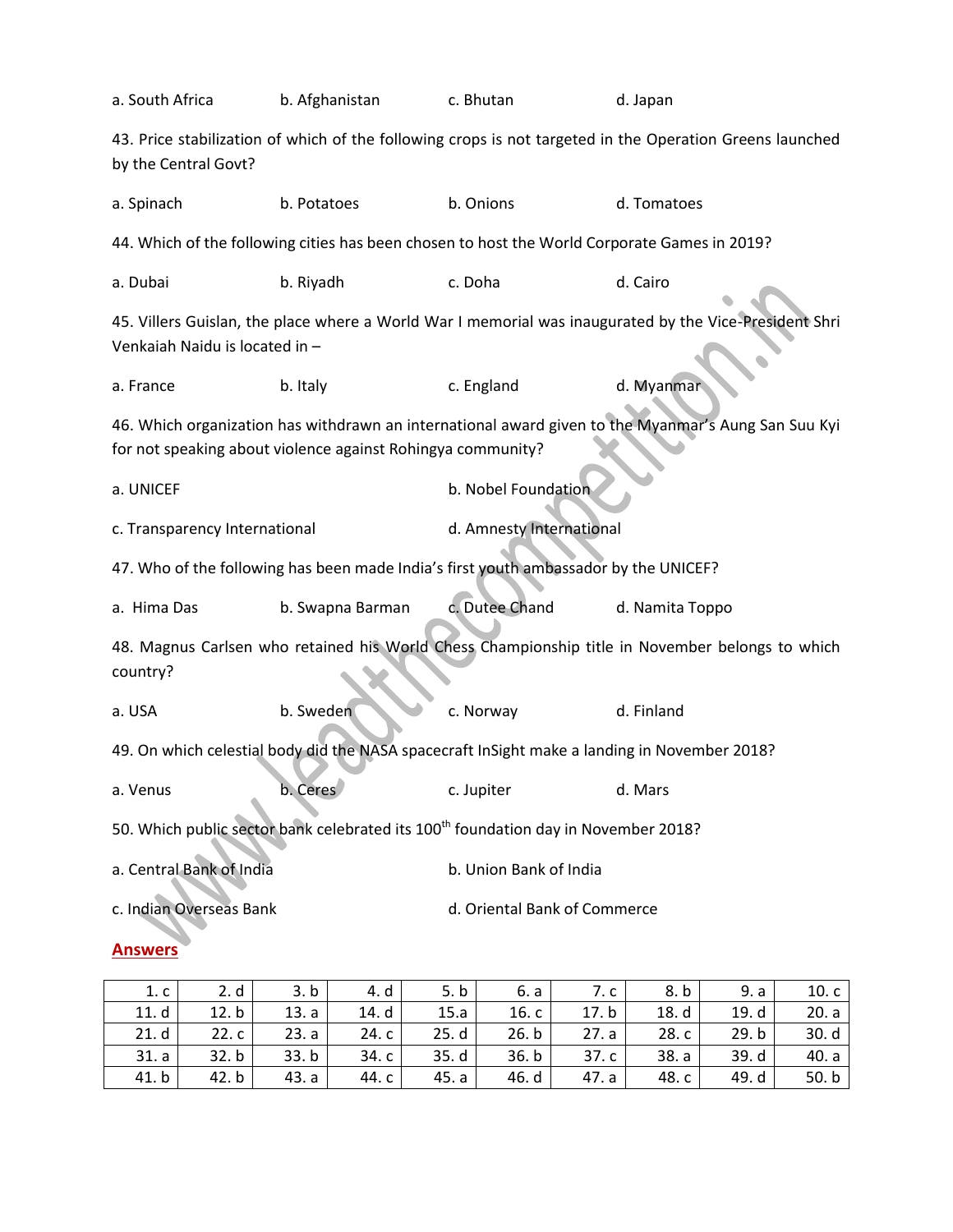a. South Africa b. Afghanistan c. Bhutan d. Japan

43. Price stabilization of which of the following crops is not targeted in the Operation Greens launched by the Central Govt?

a. Spinach b. Potatoes b. Onions d. Tomatoes

44. Which of the following cities has been chosen to host the World Corporate Games in 2019?

a. Dubai b. Riyadh c. Doha d. Cairo

45. Villers Guislan, the place where a World War I memorial was inaugurated by the Vice-President Shri Venkaiah Naidu is located in –

a. France b. Italy c. England d. Myanmar

46. Which organization has withdrawn an international award given to the Myanmar's Aung San Suu Kyi for not speaking about violence against Rohingya community?

a. UNICEF b. Nobel Foundation

c. Transparency International d. Amnesty International

47. Who of the following has been made India's first youth ambassador by the UNICEF?

a. Hima Das b. Swapna Barman c. Dutee Chand d. Namita Toppo

48. Magnus Carlsen who retained his World Chess Championship title in November belongs to which country?

a. USA b. Sweden c. Norway d. Finland

49. On which celestial body did the NASA spacecraft InSight make a landing in November 2018?

a. Venus b. Ceres c. Jupiter d. Mars

50. Which public sector bank celebrated its 100th foundation day in November 2018?

a. Central Bank of India b. Union Bank of India

c. Indian Overseas Bank d. Oriental Bank of Commerce

## Answers

| | | | | | | | | | |
|---|---|---|---|---|---|---|---|---|---|
| 1. c | 2. d | 3. b | 4. d | 5. b | 6. a | 7. c | 8. b | 9. a | 10. c |
| 11. d | 12. b | 13. a | 14. d | 15.a | 16. c | 17. b | 18. d | 19. d | 20. a |
| 21. d | 22. c | 23. a | 24. c | 25. d | 26. b | 27. a | 28. c | 29. b | 30. d |
| 31. a | 32. b | 33. b | 34. c | 35. d | 36. b | 37. c | 38. a | 39. d | 40. a |
| 41. b | 42. b | 43. a | 44. c | 45. a | 46. d | 47. a | 48. c | 49. d | 50. b |